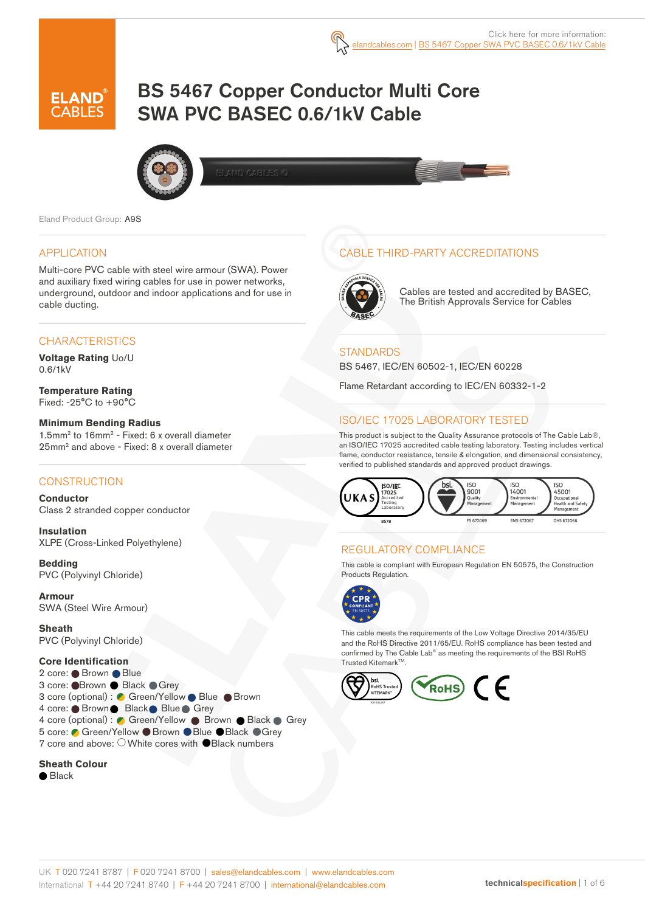Click here for more information: elandcables.com | BS 5467 Copper SWA PVC BASEC 0.6/1kV Cable

# BS 5467 Copper Conductor Multi Core SWA PVC BASEC 0.6/1kV Cable

Eland Product Group: A9S

## APPLICATION

Multi-core PVC cable with steel wire armour (SWA). Power and auxiliary fixed wiring cables for use in power networks, underground, outdoor and indoor applications and for use in cable ducting.

## CHARACTERISTICS

**Voltage Rating** Uo/U
0.6/1kV

**Temperature Rating**
Fixed: -25°C to +90°C

**Minimum Bending Radius**
1.5mm² to 16mm² - Fixed: 6 x overall diameter
25mm² and above - Fixed: 8 x overall diameter

## CONSTRUCTION

**Conductor**
Class 2 stranded copper conductor

**Insulation**
XLPE (Cross-Linked Polyethylene)

**Bedding**
PVC (Polyvinyl Chloride)

**Armour**
SWA (Steel Wire Armour)

**Sheath**
PVC (Polyvinyl Chloride)

**Core Identification**
2 core: Brown, Blue
3 core: Brown, Black, Grey
3 core (optional): Green/Yellow, Blue, Brown
4 core: Brown, Black, Blue, Grey
4 core (optional): Green/Yellow, Brown, Black, Grey
5 core: Green/Yellow, Brown, Blue, Black, Grey
7 core and above: White cores with Black numbers

**Sheath Colour**
Black

## CABLE THIRD-PARTY ACCREDITATIONS

Cables are tested and accredited by BASEC, The British Approvals Service for Cables

## STANDARDS

BS 5467, IEC/EN 60502-1, IEC/EN 60228

Flame Retardant according to IEC/EN 60332-1-2

## ISO/IEC 17025 LABORATORY TESTED

This product is subject to the Quality Assurance protocols of The Cable Lab®, an ISO/IEC 17025 accredited cable testing laboratory. Testing includes vertical flame, conductor resistance, tensile & elongation, and dimensional consistency, verified to published standards and approved product drawings.

UKAS ISO/IEC 17025 Accredited Testing Laboratory 8578 | ISO 9001 Quality Management FS 672069 | ISO 14001 Environmental Management EMS 672067 | ISO 45001 Occupational Health and Safety Management OHS 672066

## REGULATORY COMPLIANCE

This cable is compliant with European Regulation EN 50575, the Construction Products Regulation.

This cable meets the requirements of the Low Voltage Directive 2014/35/EU and the RoHS Directive 2011/65/EU. RoHS compliance has been tested and confirmed by The Cable Lab® as meeting the requirements of the BSI RoHS Trusted Kitemark™.

UK T 020 7241 8787 | F 020 7241 8700 | sales@elandcables.com | www.elandcables.com
International T +44 20 7241 8740 | F +44 20 7241 8700 | international@elandcables.com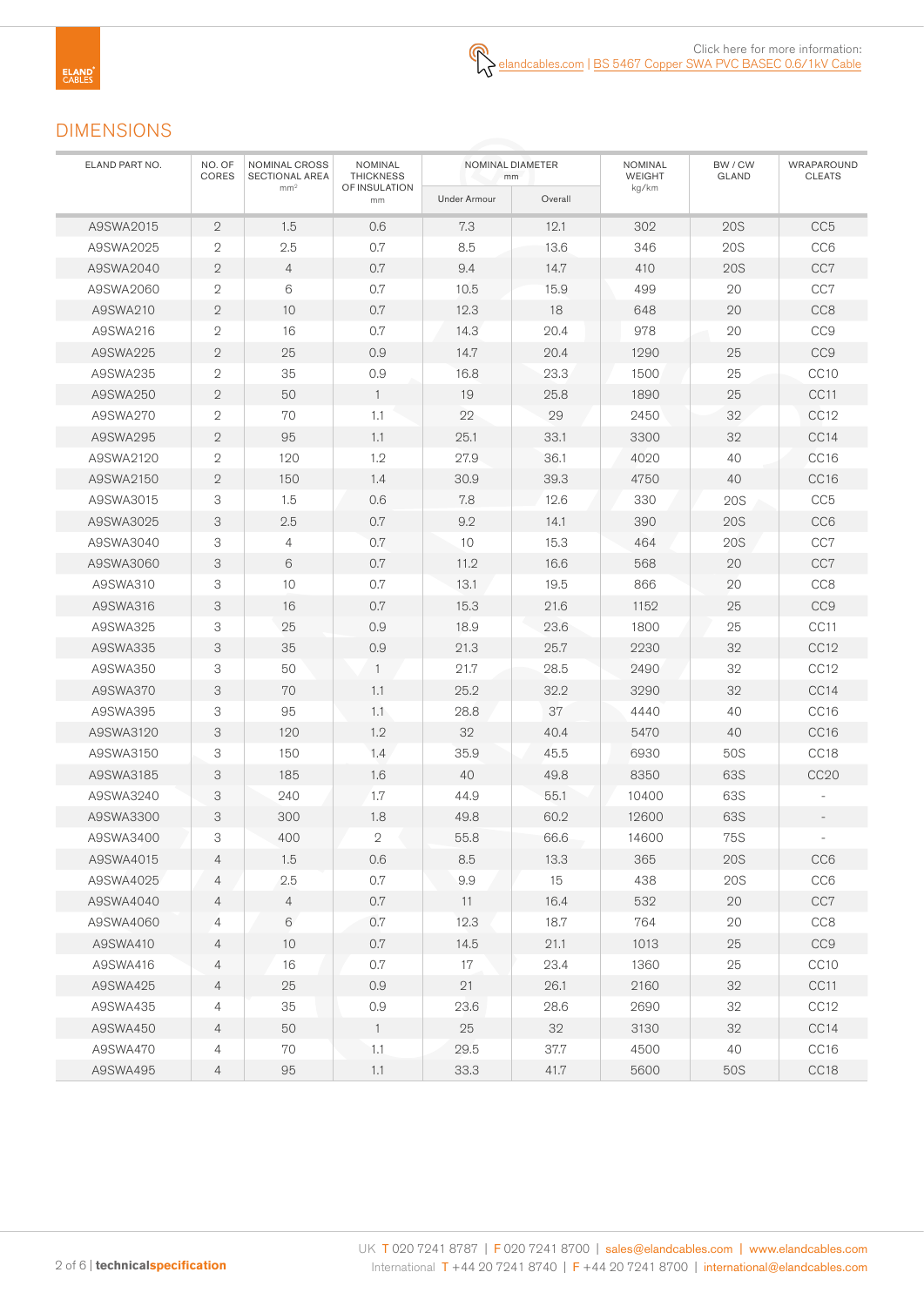Click here for more information:
elandcables.com | BS 5467 Copper SWA PVC BASEC 0.6/1kV Cable

## DIMENSIONS

| ELAND PART NO. | NO. OF CORES | NOMINAL CROSS SECTIONAL AREA mm² | NOMINAL THICKNESS OF INSULATION mm | NOMINAL DIAMETER mm | | NOMINAL WEIGHT kg/km | BW / CW GLAND | WRAPAROUND CLEATS |
|---|---|---|---|---|---|---|---|---|
| | | | | Under Armour | Overall | | | |
| A9SWA2015 | 2 | 1.5 | 0.6 | 7.3 | 12.1 | 302 | 20S | CC5 |
| A9SWA2025 | 2 | 2.5 | 0.7 | 8.5 | 13.6 | 346 | 20S | CC6 |
| A9SWA2040 | 2 | 4 | 0.7 | 9.4 | 14.7 | 410 | 20S | CC7 |
| A9SWA2060 | 2 | 6 | 0.7 | 10.5 | 15.9 | 499 | 20 | CC7 |
| A9SWA210 | 2 | 10 | 0.7 | 12.3 | 18 | 648 | 20 | CC8 |
| A9SWA216 | 2 | 16 | 0.7 | 14.3 | 20.4 | 978 | 20 | CC9 |
| A9SWA225 | 2 | 25 | 0.9 | 14.7 | 20.4 | 1290 | 25 | CC9 |
| A9SWA235 | 2 | 35 | 0.9 | 16.8 | 23.3 | 1500 | 25 | CC10 |
| A9SWA250 | 2 | 50 | 1 | 19 | 25.8 | 1890 | 25 | CC11 |
| A9SWA270 | 2 | 70 | 1.1 | 22 | 29 | 2450 | 32 | CC12 |
| A9SWA295 | 2 | 95 | 1.1 | 25.1 | 33.1 | 3300 | 32 | CC14 |
| A9SWA2120 | 2 | 120 | 1.2 | 27.9 | 36.1 | 4020 | 40 | CC16 |
| A9SWA2150 | 2 | 150 | 1.4 | 30.9 | 39.3 | 4750 | 40 | CC16 |
| A9SWA3015 | 3 | 1.5 | 0.6 | 7.8 | 12.6 | 330 | 20S | CC5 |
| A9SWA3025 | 3 | 2.5 | 0.7 | 9.2 | 14.1 | 390 | 20S | CC6 |
| A9SWA3040 | 3 | 4 | 0.7 | 10 | 15.3 | 464 | 20S | CC7 |
| A9SWA3060 | 3 | 6 | 0.7 | 11.2 | 16.6 | 568 | 20 | CC7 |
| A9SWA310 | 3 | 10 | 0.7 | 13.1 | 19.5 | 866 | 20 | CC8 |
| A9SWA316 | 3 | 16 | 0.7 | 15.3 | 21.6 | 1152 | 25 | CC9 |
| A9SWA325 | 3 | 25 | 0.9 | 18.9 | 23.6 | 1800 | 25 | CC11 |
| A9SWA335 | 3 | 35 | 0.9 | 21.3 | 25.7 | 2230 | 32 | CC12 |
| A9SWA350 | 3 | 50 | 1 | 21.7 | 28.5 | 2490 | 32 | CC12 |
| A9SWA370 | 3 | 70 | 1.1 | 25.2 | 32.2 | 3290 | 32 | CC14 |
| A9SWA395 | 3 | 95 | 1.1 | 28.8 | 37 | 4440 | 40 | CC16 |
| A9SWA3120 | 3 | 120 | 1.2 | 32 | 40.4 | 5470 | 40 | CC16 |
| A9SWA3150 | 3 | 150 | 1.4 | 35.9 | 45.5 | 6930 | 50S | CC18 |
| A9SWA3185 | 3 | 185 | 1.6 | 40 | 49.8 | 8350 | 63S | CC20 |
| A9SWA3240 | 3 | 240 | 1.7 | 44.9 | 55.1 | 10400 | 63S | - |
| A9SWA3300 | 3 | 300 | 1.8 | 49.8 | 60.2 | 12600 | 63S | - |
| A9SWA3400 | 3 | 400 | 2 | 55.8 | 66.6 | 14600 | 75S | - |
| A9SWA4015 | 4 | 1.5 | 0.6 | 8.5 | 13.3 | 365 | 20S | CC6 |
| A9SWA4025 | 4 | 2.5 | 0.7 | 9.9 | 15 | 438 | 20S | CC6 |
| A9SWA4040 | 4 | 4 | 0.7 | 11 | 16.4 | 532 | 20 | CC7 |
| A9SWA4060 | 4 | 6 | 0.7 | 12.3 | 18.7 | 764 | 20 | CC8 |
| A9SWA410 | 4 | 10 | 0.7 | 14.5 | 21.1 | 1013 | 25 | CC9 |
| A9SWA416 | 4 | 16 | 0.7 | 17 | 23.4 | 1360 | 25 | CC10 |
| A9SWA425 | 4 | 25 | 0.9 | 21 | 26.1 | 2160 | 32 | CC11 |
| A9SWA435 | 4 | 35 | 0.9 | 23.6 | 28.6 | 2690 | 32 | CC12 |
| A9SWA450 | 4 | 50 | 1 | 25 | 32 | 3130 | 32 | CC14 |
| A9SWA470 | 4 | 70 | 1.1 | 29.5 | 37.7 | 4500 | 40 | CC16 |
| A9SWA495 | 4 | 95 | 1.1 | 33.3 | 41.7 | 5600 | 50S | CC18 |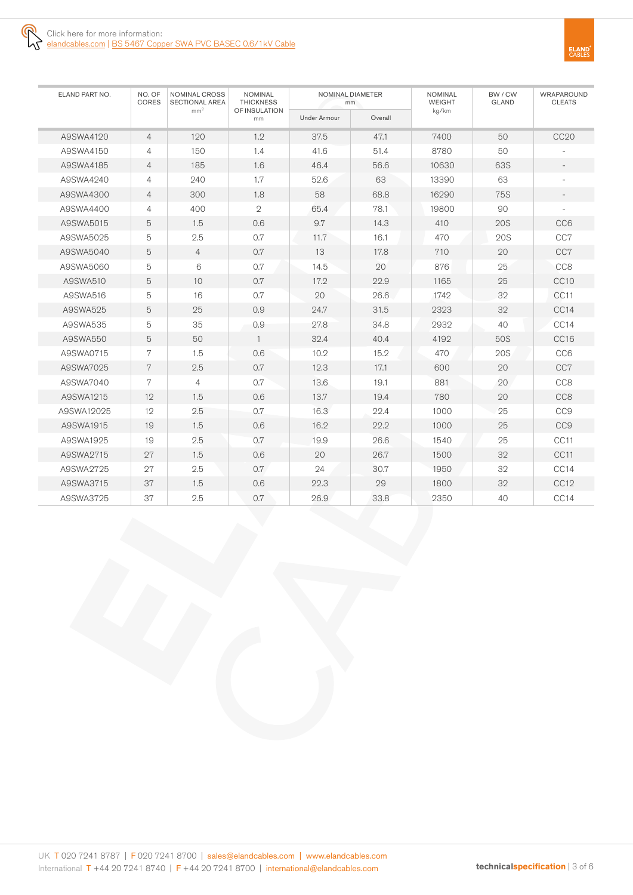Click here for more information:
elandcables.com | BS 5467 Copper SWA PVC BASEC 0.6/1kV Cable

| ELAND PART NO. | NO. OF CORES | NOMINAL CROSS SECTIONAL AREA mm² | NOMINAL THICKNESS OF INSULATION mm | NOMINAL DIAMETER mm | | NOMINAL WEIGHT kg/km | BW / CW GLAND | WRAPAROUND CLEATS |
|---|---|---|---|---|---|---|---|---|
| | | | | Under Armour | Overall | | | |
| A9SWA4120 | 4 | 120 | 1.2 | 37.5 | 47.1 | 7400 | 50 | CC20 |
| A9SWA4150 | 4 | 150 | 1.4 | 41.6 | 51.4 | 8780 | 50 | - |
| A9SWA4185 | 4 | 185 | 1.6 | 46.4 | 56.6 | 10630 | 63S | - |
| A9SWA4240 | 4 | 240 | 1.7 | 52.6 | 63 | 13390 | 63 | - |
| A9SWA4300 | 4 | 300 | 1.8 | 58 | 68.8 | 16290 | 75S | - |
| A9SWA4400 | 4 | 400 | 2 | 65.4 | 78.1 | 19800 | 90 | - |
| A9SWA5015 | 5 | 1.5 | 0.6 | 9.7 | 14.3 | 410 | 20S | CC6 |
| A9SWA5025 | 5 | 2.5 | 0.7 | 11.7 | 16.1 | 470 | 20S | CC7 |
| A9SWA5040 | 5 | 4 | 0.7 | 13 | 17.8 | 710 | 20 | CC7 |
| A9SWA5060 | 5 | 6 | 0.7 | 14.5 | 20 | 876 | 25 | CC8 |
| A9SWA510 | 5 | 10 | 0.7 | 17.2 | 22.9 | 1165 | 25 | CC10 |
| A9SWA516 | 5 | 16 | 0.7 | 20 | 26.6 | 1742 | 32 | CC11 |
| A9SWA525 | 5 | 25 | 0.9 | 24.7 | 31.5 | 2323 | 32 | CC14 |
| A9SWA535 | 5 | 35 | 0.9 | 27.8 | 34.8 | 2932 | 40 | CC14 |
| A9SWA550 | 5 | 50 | 1 | 32.4 | 40.4 | 4192 | 50S | CC16 |
| A9SWA0715 | 7 | 1.5 | 0.6 | 10.2 | 15.2 | 470 | 20S | CC6 |
| A9SWA7025 | 7 | 2.5 | 0.7 | 12.3 | 17.1 | 600 | 20 | CC7 |
| A9SWA7040 | 7 | 4 | 0.7 | 13.6 | 19.1 | 881 | 20 | CC8 |
| A9SWA1215 | 12 | 1.5 | 0.6 | 13.7 | 19.4 | 780 | 20 | CC8 |
| A9SWA12025 | 12 | 2.5 | 0.7 | 16.3 | 22.4 | 1000 | 25 | CC9 |
| A9SWA1915 | 19 | 1.5 | 0.6 | 16.2 | 22.2 | 1000 | 25 | CC9 |
| A9SWA1925 | 19 | 2.5 | 0.7 | 19.9 | 26.6 | 1540 | 25 | CC11 |
| A9SWA2715 | 27 | 1.5 | 0.6 | 20 | 26.7 | 1500 | 32 | CC11 |
| A9SWA2725 | 27 | 2.5 | 0.7 | 24 | 30.7 | 1950 | 32 | CC14 |
| A9SWA3715 | 37 | 1.5 | 0.6 | 22.3 | 29 | 1800 | 32 | CC12 |
| A9SWA3725 | 37 | 2.5 | 0.7 | 26.9 | 33.8 | 2350 | 40 | CC14 |

UK T 020 7241 8787 | F 020 7241 8700 | sales@elandcables.com | www.elandcables.com
International T +44 20 7241 8740 | F +44 20 7241 8700 | international@elandcables.com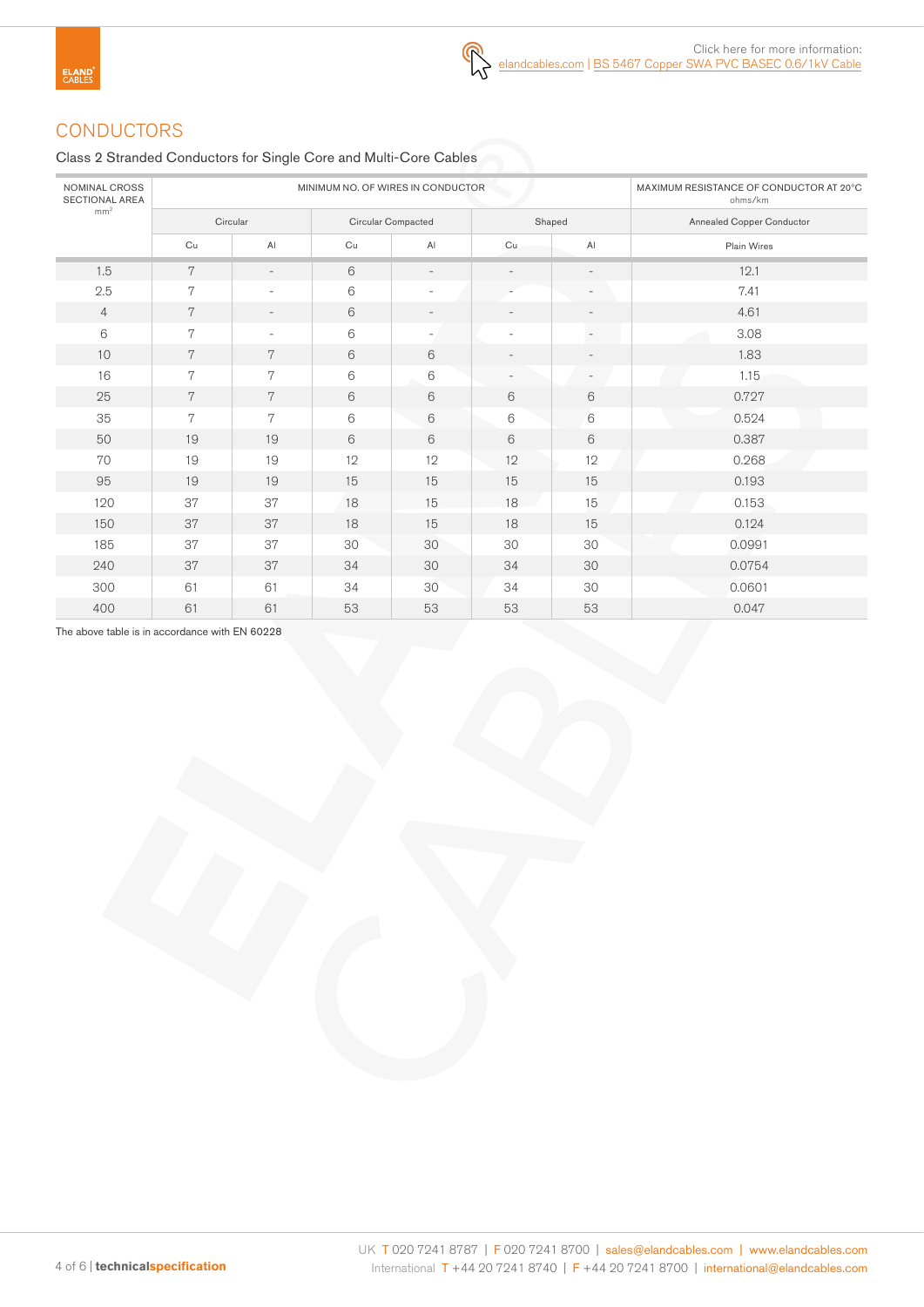Click here for more information: elandcables.com | BS 5467 Copper SWA PVC BASEC 0.6/1kV Cable

## CONDUCTORS

Class 2 Stranded Conductors for Single Core and Multi-Core Cables

| NOMINAL CROSS SECTIONAL AREA mm² | MINIMUM NO. OF WIRES IN CONDUCTOR | | | | | | MAXIMUM RESISTANCE OF CONDUCTOR AT 20°C ohms/km |
|---|---|---|---|---|---|---|---|
| | Circular | | Circular Compacted | | Shaped | | Annealed Copper Conductor |
| | Cu | Al | Cu | Al | Cu | Al | Plain Wires |
| 1.5 | 7 | - | 6 | - | - | - | 12.1 |
| 2.5 | 7 | - | 6 | - | - | - | 7.41 |
| 4 | 7 | - | 6 | - | - | - | 4.61 |
| 6 | 7 | - | 6 | - | - | - | 3.08 |
| 10 | 7 | 7 | 6 | 6 | - | - | 1.83 |
| 16 | 7 | 7 | 6 | 6 | - | - | 1.15 |
| 25 | 7 | 7 | 6 | 6 | 6 | 6 | 0.727 |
| 35 | 7 | 7 | 6 | 6 | 6 | 6 | 0.524 |
| 50 | 19 | 19 | 6 | 6 | 6 | 6 | 0.387 |
| 70 | 19 | 19 | 12 | 12 | 12 | 12 | 0.268 |
| 95 | 19 | 19 | 15 | 15 | 15 | 15 | 0.193 |
| 120 | 37 | 37 | 18 | 15 | 18 | 15 | 0.153 |
| 150 | 37 | 37 | 18 | 15 | 18 | 15 | 0.124 |
| 185 | 37 | 37 | 30 | 30 | 30 | 30 | 0.0991 |
| 240 | 37 | 37 | 34 | 30 | 34 | 30 | 0.0754 |
| 300 | 61 | 61 | 34 | 30 | 34 | 30 | 0.0601 |
| 400 | 61 | 61 | 53 | 53 | 53 | 53 | 0.047 |

The above table is in accordance with EN 60228

UK T 020 7241 8787 | F 020 7241 8700 | sales@elandcables.com | www.elandcables.com
International T +44 20 7241 8740 | F +44 20 7241 8700 | international@elandcables.com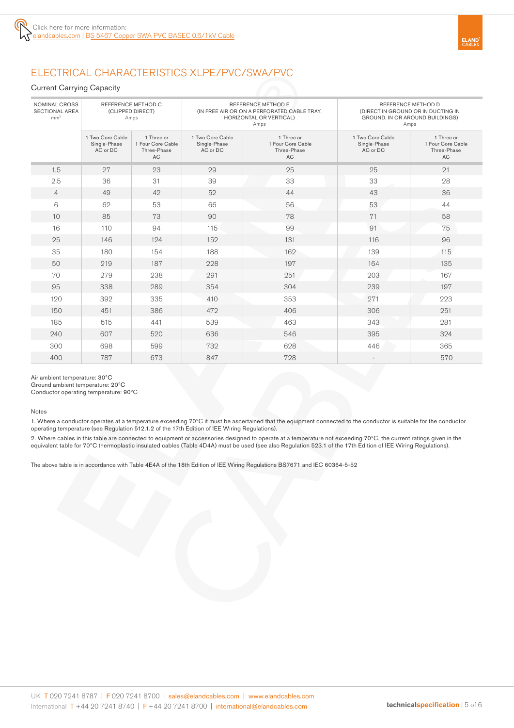Click here for more information:
elandcables.com | BS 5467 Copper SWA PVC BASEC 0.6/1kV Cable

# ELECTRICAL CHARACTERISTICS XLPE/PVC/SWA/PVC

## Current Carrying Capacity

| NOMINAL CROSS SECTIONAL AREA mm² | REFERENCE METHOD C (CLIPPED DIRECT) Amps | | REFERENCE METHOD E (IN FREE AIR OR ON A PERFORATED CABLE TRAY, HORIZONTAL OR VERTICAL) Amps | | REFERENCE METHOD D (DIRECT IN GROUND OR IN DUCTING IN GROUND, IN OR AROUND BUILDINGS) Amps | |
|---|---|---|---|---|---|---|
| | 1 Two Core Cable Single-Phase AC or DC | 1 Three or 1 Four Core Cable Three-Phase AC | 1 Two Core Cable Single-Phase AC or DC | 1 Three or 1 Four Core Cable Three-Phase AC | 1 Two Core Cable Single-Phase AC or DC | 1 Three or 1 Four Core Cable Three-Phase AC |
| 1.5 | 27 | 23 | 29 | 25 | 25 | 21 |
| 2.5 | 36 | 31 | 39 | 33 | 33 | 28 |
| 4 | 49 | 42 | 52 | 44 | 43 | 36 |
| 6 | 62 | 53 | 66 | 56 | 53 | 44 |
| 10 | 85 | 73 | 90 | 78 | 71 | 58 |
| 16 | 110 | 94 | 115 | 99 | 91 | 75 |
| 25 | 146 | 124 | 152 | 131 | 116 | 96 |
| 35 | 180 | 154 | 188 | 162 | 139 | 115 |
| 50 | 219 | 187 | 228 | 197 | 164 | 135 |
| 70 | 279 | 238 | 291 | 251 | 203 | 167 |
| 95 | 338 | 289 | 354 | 304 | 239 | 197 |
| 120 | 392 | 335 | 410 | 353 | 271 | 223 |
| 150 | 451 | 386 | 472 | 406 | 306 | 251 |
| 185 | 515 | 441 | 539 | 463 | 343 | 281 |
| 240 | 607 | 520 | 636 | 546 | 395 | 324 |
| 300 | 698 | 599 | 732 | 628 | 446 | 365 |
| 400 | 787 | 673 | 847 | 728 | - | 570 |

Air ambient temperature: 30°C
Ground ambient temperature: 20°C
Conductor operating temperature: 90°C

Notes

1. Where a conductor operates at a temperature exceeding 70°C it must be ascertained that the equipment connected to the conductor is suitable for the conductor operating temperature (see Regulation 512.1.2 of the 17th Edition of IEE Wiring Regulations).

2. Where cables in this table are connected to equipment or accessories designed to operate at a temperature not exceeding 70°C, the current ratings given in the equivalent table for 70°C thermoplastic insulated cables (Table 4D4A) must be used (see also Regulation 523.1 of the 17th Edition of IEE Wiring Regulations).

The above table is in accordance with Table 4E4A of the 18th Edition of IEE Wiring Regulations BS7671 and IEC 60364-5-52

UK T 020 7241 8787 | F 020 7241 8700 | sales@elandcables.com | www.elandcables.com
International T +44 20 7241 8740 | F +44 20 7241 8700 | international@elandcables.com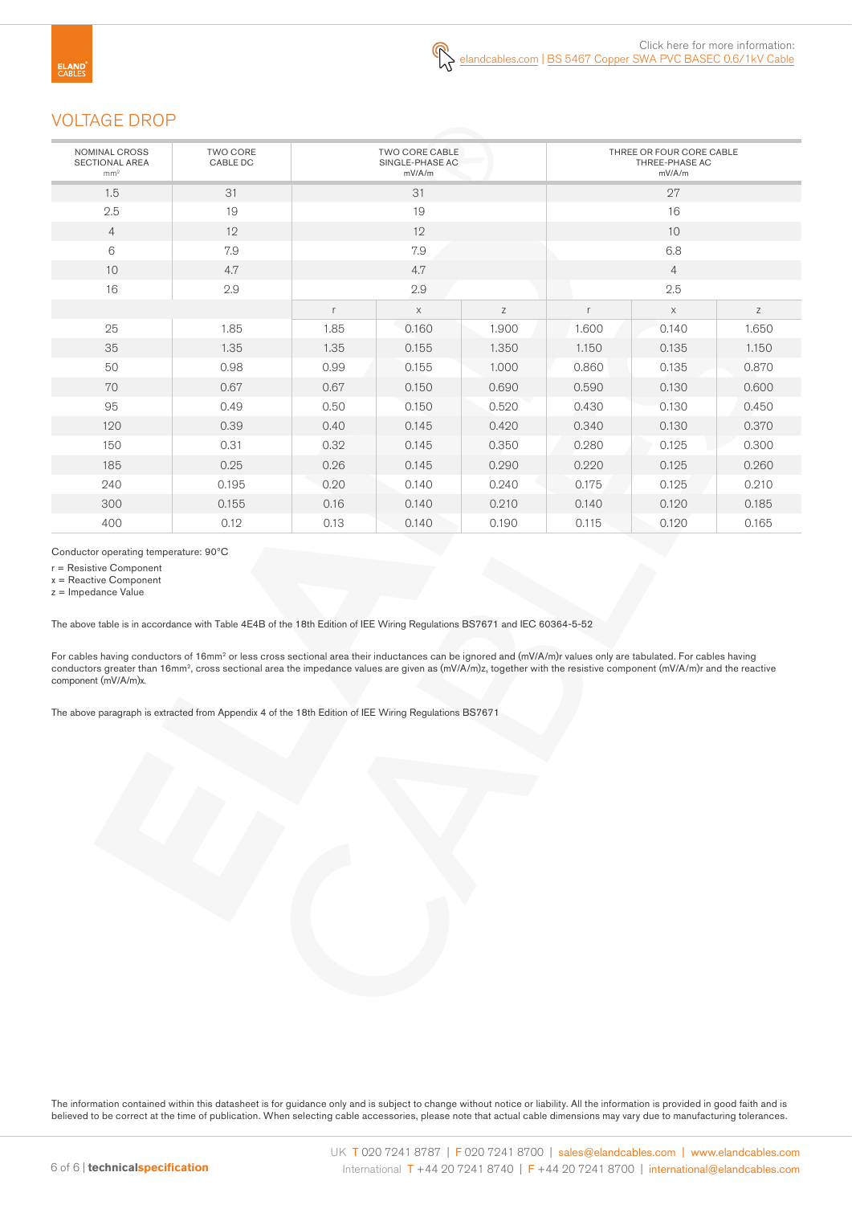Click here for more information: elandcables.com | BS 5467 Copper SWA PVC BASEC 0.6/1kV Cable

## VOLTAGE DROP

| NOMINAL CROSS SECTIONAL AREA mm² | TWO CORE CABLE DC | TWO CORE CABLE SINGLE-PHASE AC mV/A/m | | | THREE OR FOUR CORE CABLE THREE-PHASE AC mV/A/m | | |
|---|---|---|---|---|---|---|---|
| 1.5 | 31 | 31 | | | 27 | | |
| 2.5 | 19 | 19 | | | 16 | | |
| 4 | 12 | 12 | | | 10 | | |
| 6 | 7.9 | 7.9 | | | 6.8 | | |
| 10 | 4.7 | 4.7 | | | 4 | | |
| 16 | 2.9 | 2.9 | | | 2.5 | | |
| | | r | x | z | r | x | z |
| 25 | 1.85 | 1.85 | 0.160 | 1.900 | 1.600 | 0.140 | 1.650 |
| 35 | 1.35 | 1.35 | 0.155 | 1.350 | 1.150 | 0.135 | 1.150 |
| 50 | 0.98 | 0.99 | 0.155 | 1.000 | 0.860 | 0.135 | 0.870 |
| 70 | 0.67 | 0.67 | 0.150 | 0.690 | 0.590 | 0.130 | 0.600 |
| 95 | 0.49 | 0.50 | 0.150 | 0.520 | 0.430 | 0.130 | 0.450 |
| 120 | 0.39 | 0.40 | 0.145 | 0.420 | 0.340 | 0.130 | 0.370 |
| 150 | 0.31 | 0.32 | 0.145 | 0.350 | 0.280 | 0.125 | 0.300 |
| 185 | 0.25 | 0.26 | 0.145 | 0.290 | 0.220 | 0.125 | 0.260 |
| 240 | 0.195 | 0.20 | 0.140 | 0.240 | 0.175 | 0.125 | 0.210 |
| 300 | 0.155 | 0.16 | 0.140 | 0.210 | 0.140 | 0.120 | 0.185 |
| 400 | 0.12 | 0.13 | 0.140 | 0.190 | 0.115 | 0.120 | 0.165 |

Conductor operating temperature: 90°C

r = Resistive Component
x = Reactive Component
z = Impedance Value

The above table is in accordance with Table 4E4B of the 18th Edition of IEE Wiring Regulations BS7671 and IEC 60364-5-52

For cables having conductors of 16mm² or less cross sectional area their inductances can be ignored and (mV/A/m)r values only are tabulated. For cables having conductors greater than 16mm², cross sectional area the impedance values are given as (mV/A/m)z, together with the resistive component (mV/A/m)r and the reactive component (mV/A/m)x.

The above paragraph is extracted from Appendix 4 of the 18th Edition of IEE Wiring Regulations BS7671

The information contained within this datasheet is for guidance only and is subject to change without notice or liability. All the information is provided in good faith and is believed to be correct at the time of publication. When selecting cable accessories, please note that actual cable dimensions may vary due to manufacturing tolerances.